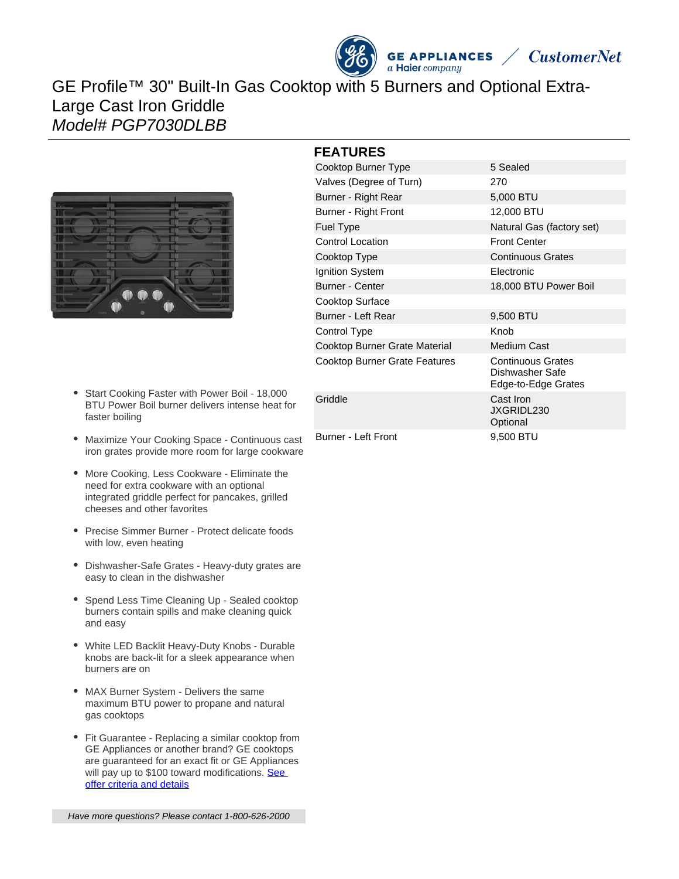# GE Profile™ 30" Built-In Gas Cooktop with 5 Burners and Optional Extra-Large Cast Iron Griddle

*Model# PGP7030DLBB*

- Start Cooking Faster with Power Boil - 18,000 BTU Power Boil burner delivers intense heat for faster boiling
- Maximize Your Cooking Space - Continuous cast iron grates provide more room for large cookware
- More Cooking, Less Cookware - Eliminate the need for extra cookware with an optional integrated griddle perfect for pancakes, grilled cheeses and other favorites
- Precise Simmer Burner - Protect delicate foods with low, even heating
- Dishwasher-Safe Grates - Heavy-duty grates are easy to clean in the dishwasher
- Spend Less Time Cleaning Up - Sealed cooktop burners contain spills and make cleaning quick and easy
- White LED Backlit Heavy-Duty Knobs - Durable knobs are back-lit for a sleek appearance when burners are on
- MAX Burner System - Delivers the same maximum BTU power to propane and natural gas cooktops
- Fit Guarantee - Replacing a similar cooktop from GE Appliances or another brand? GE cooktops are guaranteed for an exact fit or GE Appliances will pay up to $100 toward modifications. See offer criteria and details

*Have more questions? Please contact 1-800-626-2000*

## FEATURES

| | |
|---|---|
| Cooktop Burner Type | 5 Sealed |
| Valves (Degree of Turn) | 270 |
| Burner - Right Rear | 5,000 BTU |
| Burner - Right Front | 12,000 BTU |
| Fuel Type | Natural Gas (factory set) |
| Control Location | Front Center |
| Cooktop Type | Continuous Grates |
| Ignition System | Electronic |
| Burner - Center | 18,000 BTU Power Boil |
| Cooktop Surface | |
| Burner - Left Rear | 9,500 BTU |
| Control Type | Knob |
| Cooktop Burner Grate Material | Medium Cast |
| Cooktop Burner Grate Features | Continuous Grates<br>Dishwasher Safe<br>Edge-to-Edge Grates |
| Griddle | Cast Iron<br>JXGRIDL230<br>Optional |
| Burner - Left Front | 9,500 BTU |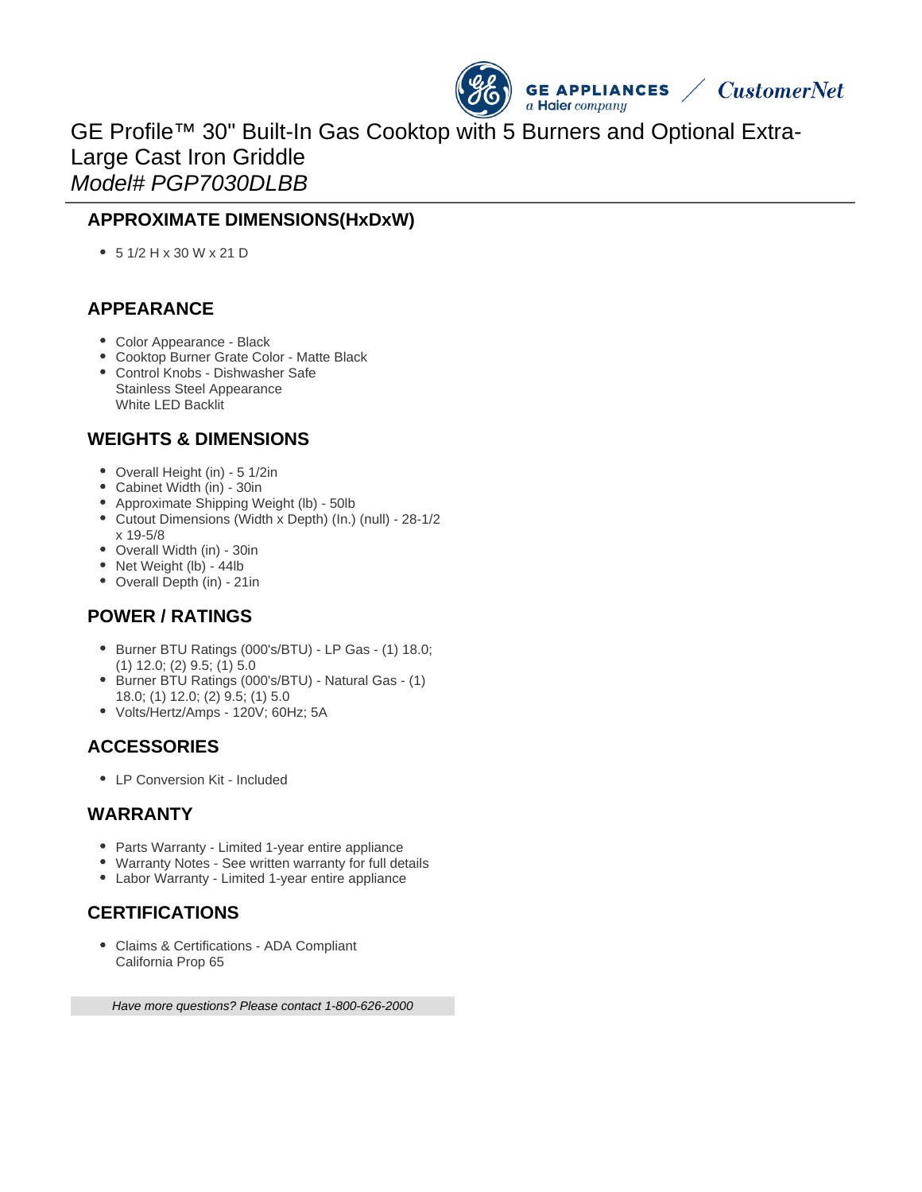# GE Profile™ 30" Built-In Gas Cooktop with 5 Burners and Optional Extra-Large Cast Iron Griddle

*Model# PGP7030DLBB*

## APPROXIMATE DIMENSIONS(HxDxW)

- 5 1/2 H x 30 W x 21 D

## APPEARANCE

- Color Appearance - Black
- Cooktop Burner Grate Color - Matte Black
- Control Knobs - Dishwasher Safe
  Stainless Steel Appearance
  White LED Backlit

## WEIGHTS & DIMENSIONS

- Overall Height (in) - 5 1/2in
- Cabinet Width (in) - 30in
- Approximate Shipping Weight (lb) - 50lb
- Cutout Dimensions (Width x Depth) (In.) (null) - 28-1/2 x 19-5/8
- Overall Width (in) - 30in
- Net Weight (lb) - 44lb
- Overall Depth (in) - 21in

## POWER / RATINGS

- Burner BTU Ratings (000's/BTU) - LP Gas - (1) 18.0; (1) 12.0; (2) 9.5; (1) 5.0
- Burner BTU Ratings (000's/BTU) - Natural Gas - (1) 18.0; (1) 12.0; (2) 9.5; (1) 5.0
- Volts/Hertz/Amps - 120V; 60Hz; 5A

## ACCESSORIES

- LP Conversion Kit - Included

## WARRANTY

- Parts Warranty - Limited 1-year entire appliance
- Warranty Notes - See written warranty for full details
- Labor Warranty - Limited 1-year entire appliance

## CERTIFICATIONS

- Claims & Certifications - ADA Compliant
  California Prop 65

*Have more questions? Please contact 1-800-626-2000*